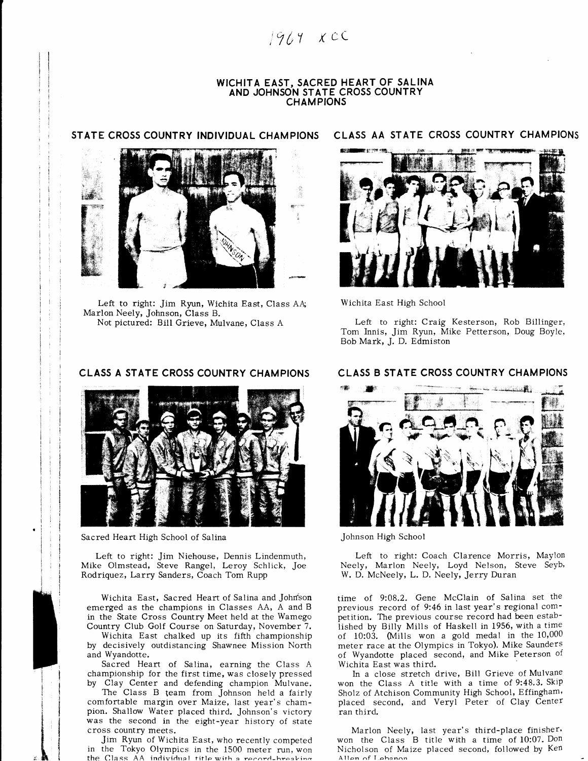1964 XCC

# WICHITA EAST, SACRED HEART OF SALINA AND JOHNSON STATE CROSS COUNTRY CHAMPIONS

## STATE CROSS COUNTRY INDIVIDUAL CHAMPIONS

Left to right: Jim Ryun, Wichita East, Class AA; Marlon Neely, Johnson, Class B.
Not pictured: Bill Grieve, Mulvane, Class A

## CLASS AA STATE CROSS COUNTRY CHAMPIONS

Wichita East High School

Left to right: Craig Kesterson, Rob Billinger, Tom Innis, Jim Ryun, Mike Petterson, Doug Boyle, Bob Mark, J. D. Edmiston

## CLASS A STATE CROSS COUNTRY CHAMPIONS

Sacred Heart High School of Salina

Left to right: Jim Niehouse, Dennis Lindenmuth, Mike Olmstead, Steve Rangel, Leroy Schlick, Joe Rodriquez, Larry Sanders, Coach Tom Rupp

## CLASS B STATE CROSS COUNTRY CHAMPIONS

Johnson High School

Left to right: Coach Clarence Morris, Maylon Neely, Marlon Neely, Loyd Nelson, Steve Seyb, W. D. McNeely, L. D. Neely, Jerry Duran

Wichita East, Sacred Heart of Salina and Johnson emerged as the champions in Classes AA, A and B in the State Cross Country Meet held at the Wamego Country Club Golf Course on Saturday, November 7.

Wichita East chalked up its fifth championship by decisively outdistancing Shawnee Mission North and Wyandotte.

Sacred Heart of Salina, earning the Class A championship for the first time, was closely pressed by Clay Center and defending champion Mulvane.

The Class B team from Johnson held a fairly comfortable margin over Maize, last year's champion. Shallow Water placed third. Johnson's victory was the second in the eight-year history of state cross country meets.

Jim Ryun of Wichita East, who recently competed in the Tokyo Olympics in the 1500 meter run, won the Class AA individual title with a record-breaking time of 9:08.2. Gene McClain of Salina set the previous record of 9:46 in last year's regional competition. The previous course record had been established by Billy Mills of Haskell in 1956, with a time of 10:03. (Mills won a gold medal in the 10,000 meter race at the Olympics in Tokyo). Mike Saunders of Wyandotte placed second, and Mike Peterson of Wichita East was third.

In a close stretch drive, Bill Grieve of Mulvane won the Class A title with a time of 9:48.3. Skip Sholz of Atchison Community High School, Effingham, placed second, and Veryl Peter of Clay Center ran third.

Marlon Neely, last year's third-place finisher, won the Class B title with a time of 10:07. Don Nicholson of Maize placed second, followed by Ken Allen of Lebanon.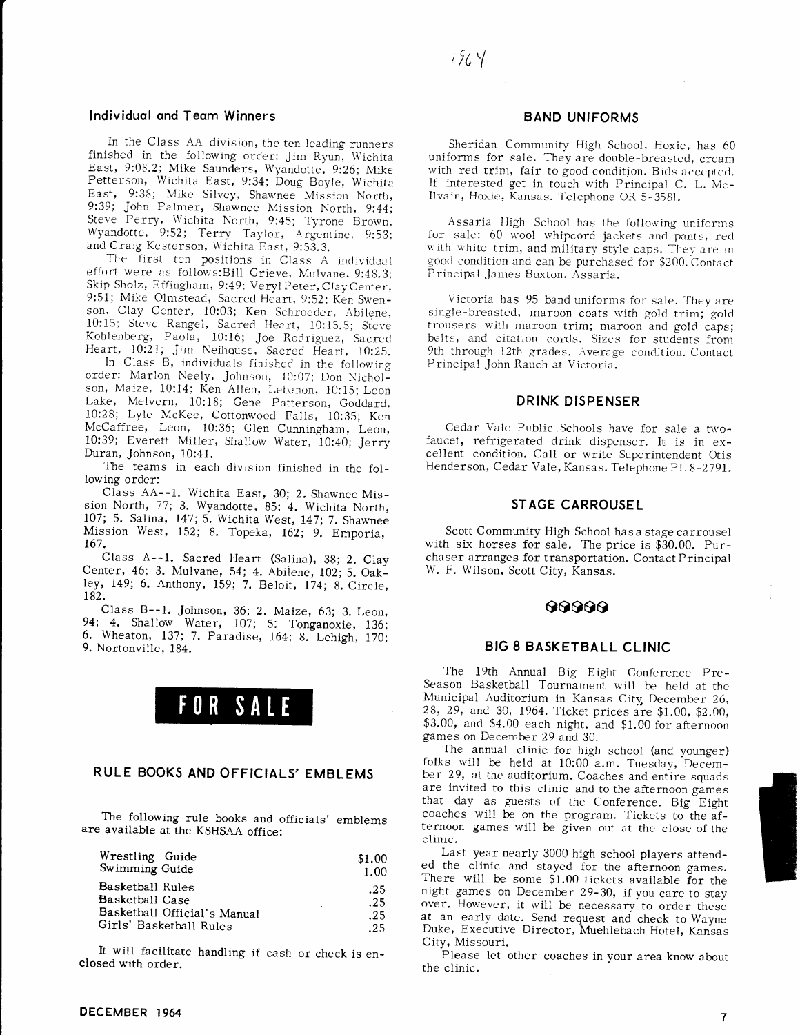1964

## Individual and Team Winners

In the Class AA division, the ten leading runners finished in the following order: Jim Ryun, Wichita East, 9:08.2; Mike Saunders, Wyandotte, 9:26; Mike Petterson, Wichita East, 9:34; Doug Boyle, Wichita East, 9:38; Mike Silvey, Shawnee Mission North, 9:39; John Palmer, Shawnee Mission North, 9:44; Steve Perry, Wichita North, 9:45; Tyrone Brown, Wyandotte, 9:52; Terry Taylor, Argentine, 9:53; and Craig Kesterson, Wichita East, 9:53.3.

The first ten positions in Class A individual effort were as follows: Bill Grieve, Mulvane, 9:48.3; Skip Sholz, Effingham, 9:49; Veryl Peter, Clay Center, 9:51; Mike Olmstead, Sacred Heart, 9:52; Ken Swenson, Clay Center, 10:03; Ken Schroeder, Abilene, 10:15; Steve Rangel, Sacred Heart, 10:15.5; Steve Kohlenberg, Paola, 10:16; Joe Rodriguez, Sacred Heart, 10:21; Jim Neihouse, Sacred Heart, 10:25.

In Class B, individuals finished in the following order: Marlon Neely, Johnson, 10:07; Don Nicholson, Maize, 10:14; Ken Allen, Lebanon, 10:15; Leon Lake, Melvern, 10:18; Gene Patterson, Goddard, 10:28; Lyle McKee, Cottonwood Falls, 10:35; Ken McCaffree, Leon, 10:36; Glen Cunningham, Leon, 10:39; Everett Miller, Shallow Water, 10:40; Jerry Duran, Johnson, 10:41.

The teams in each division finished in the following order:

Class AA--1. Wichita East, 30; 2. Shawnee Mission North, 77; 3. Wyandotte, 85; 4. Wichita North, 107; 5. Salina, 147; 5. Wichita West, 147; 7. Shawnee Mission West, 152; 8. Topeka, 162; 9. Emporia, 167.

Class A--1. Sacred Heart (Salina), 38; 2. Clay Center, 46; 3. Mulvane, 54; 4. Abilene, 102; 5. Oakley, 149; 6. Anthony, 159; 7. Beloit, 174; 8. Circle, 182.

Class B--1. Johnson, 36; 2. Maize, 63; 3. Leon, 94; 4. Shallow Water, 107; 5: Tonganoxie, 136; 6. Wheaton, 137; 7. Paradise, 164; 8. Lehigh, 170; 9. Nortonville, 184.

# FOR SALE

## RULE BOOKS AND OFFICIALS' EMBLEMS

The following rule books and officials' emblems are available at the KSHSAA office:

| | |
|---|---|
| Wrestling Guide | $1.00 |
| Swimming Guide | 1.00 |
| Basketball Rules | .25 |
| Basketball Case | .25 |
| Basketball Official's Manual | .25 |
| Girls' Basketball Rules | .25 |

It will facilitate handling if cash or check is enclosed with order.

## BAND UNIFORMS

Sheridan Community High School, Hoxie, has 60 uniforms for sale. They are double-breasted, cream with red trim, fair to good condition. Bids accepted. If interested get in touch with Principal C. L. McIlvain, Hoxie, Kansas. Telephone OR 5-3581.

Assaria High School has the following uniforms for sale: 60 wool whipcord jackets and pants, red with white trim, and military style caps. They are in good condition and can be purchased for $200. Contact Principal James Buxton, Assaria.

Victoria has 95 band uniforms for sale. They are single-breasted, maroon coats with gold trim; gold trousers with maroon trim; maroon and gold caps; belts, and citation cords. Sizes for students from 9th through 12th grades. Average condition. Contact Principal John Rauch at Victoria.

## DRINK DISPENSER

Cedar Vale Public Schools have for sale a two-faucet, refrigerated drink dispenser. It is in excellent condition. Call or write Superintendent Otis Henderson, Cedar Vale, Kansas. Telephone PL 8-2791.

## STAGE CARROUSEL

Scott Community High School has a stage carrousel with six horses for sale. The price is $30.00. Purchaser arranges for transportation. Contact Principal W. F. Wilson, Scott City, Kansas.

## BIG 8 BASKETBALL CLINIC

The 19th Annual Big Eight Conference Pre-Season Basketball Tournament will be held at the Municipal Auditorium in Kansas City, December 26, 28, 29, and 30, 1964. Ticket prices are $1.00, $2.00, $3.00, and $4.00 each night, and $1.00 for afternoon games on December 29 and 30.

The annual clinic for high school (and younger) folks will be held at 10:00 a.m. Tuesday, December 29, at the auditorium. Coaches and entire squads are invited to this clinic and to the afternoon games that day as guests of the Conference. Big Eight coaches will be on the program. Tickets to the afternoon games will be given out at the close of the clinic.

Last year nearly 3000 high school players attended the clinic and stayed for the afternoon games. There will be some $1.00 tickets available for the night games on December 29-30, if you care to stay over. However, it will be necessary to order these at an early date. Send request and check to Wayne Duke, Executive Director, Muehlebach Hotel, Kansas City, Missouri.

Please let other coaches in your area know about the clinic.